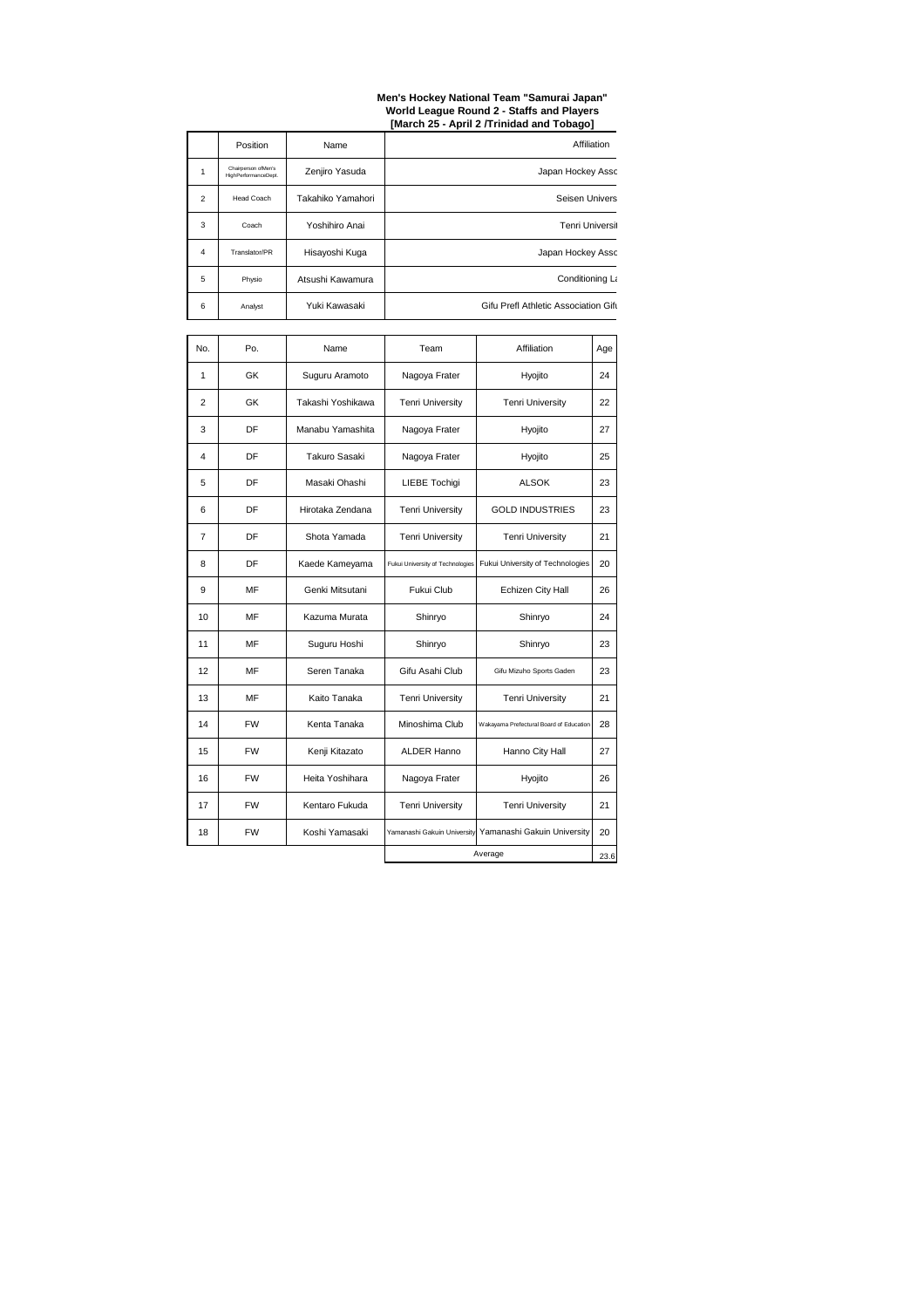**Men's Hockey National Team "Samurai Japan"**
**World League Round 2 - Staffs and Players**
**[March 25 - April 2 /Trinidad and Tobago]**

| | Position | Name | Affiliation |
|---|---|---|---|
| 1 | Chairperson ofMen's HighPerformanceDept. | Zenjiro Yasuda | Japan Hockey Assc |
| 2 | Head Coach | Takahiko Yamahori | Seisen Univers |
| 3 | Coach | Yoshihiro Anai | Tenri Universit |
| 4 | Translator/PR | Hisayoshi Kuga | Japan Hockey Assc |
| 5 | Physio | Atsushi Kawamura | Conditioning La |
| 6 | Analyst | Yuki Kawasaki | Gifu Prefl Athletic Association Gifu |

| No. | Po. | Name | Team | Affiliation | Age |
|---|---|---|---|---|---|
| 1 | GK | Suguru Aramoto | Nagoya Frater | Hyojito | 24 |
| 2 | GK | Takashi Yoshikawa | Tenri University | Tenri University | 22 |
| 3 | DF | Manabu Yamashita | Nagoya Frater | Hyojito | 27 |
| 4 | DF | Takuro Sasaki | Nagoya Frater | Hyojito | 25 |
| 5 | DF | Masaki Ohashi | LIEBE Tochigi | ALSOK | 23 |
| 6 | DF | Hirotaka Zendana | Tenri University | GOLD INDUSTRIES | 23 |
| 7 | DF | Shota Yamada | Tenri University | Tenri University | 21 |
| 8 | DF | Kaede Kameyama | Fukui University of Technologies | Fukui University of Technologies | 20 |
| 9 | MF | Genki Mitsutani | Fukui Club | Echizen City Hall | 26 |
| 10 | MF | Kazuma Murata | Shinryo | Shinryo | 24 |
| 11 | MF | Suguru Hoshi | Shinryo | Shinryo | 23 |
| 12 | MF | Seren Tanaka | Gifu Asahi Club | Gifu Mizuho Sports Gaden | 23 |
| 13 | MF | Kaito Tanaka | Tenri University | Tenri University | 21 |
| 14 | FW | Kenta Tanaka | Minoshima Club | Wakayama Prefectural Board of Education | 28 |
| 15 | FW | Kenji Kitazato | ALDER Hanno | Hanno City Hall | 27 |
| 16 | FW | Heita Yoshihara | Nagoya Frater | Hyojito | 26 |
| 17 | FW | Kentaro Fukuda | Tenri University | Tenri University | 21 |
| 18 | FW | Koshi Yamasaki | Yamanashi Gakuin University | Yamanashi Gakuin University | 20 |
| | | | Average | | 23.6 |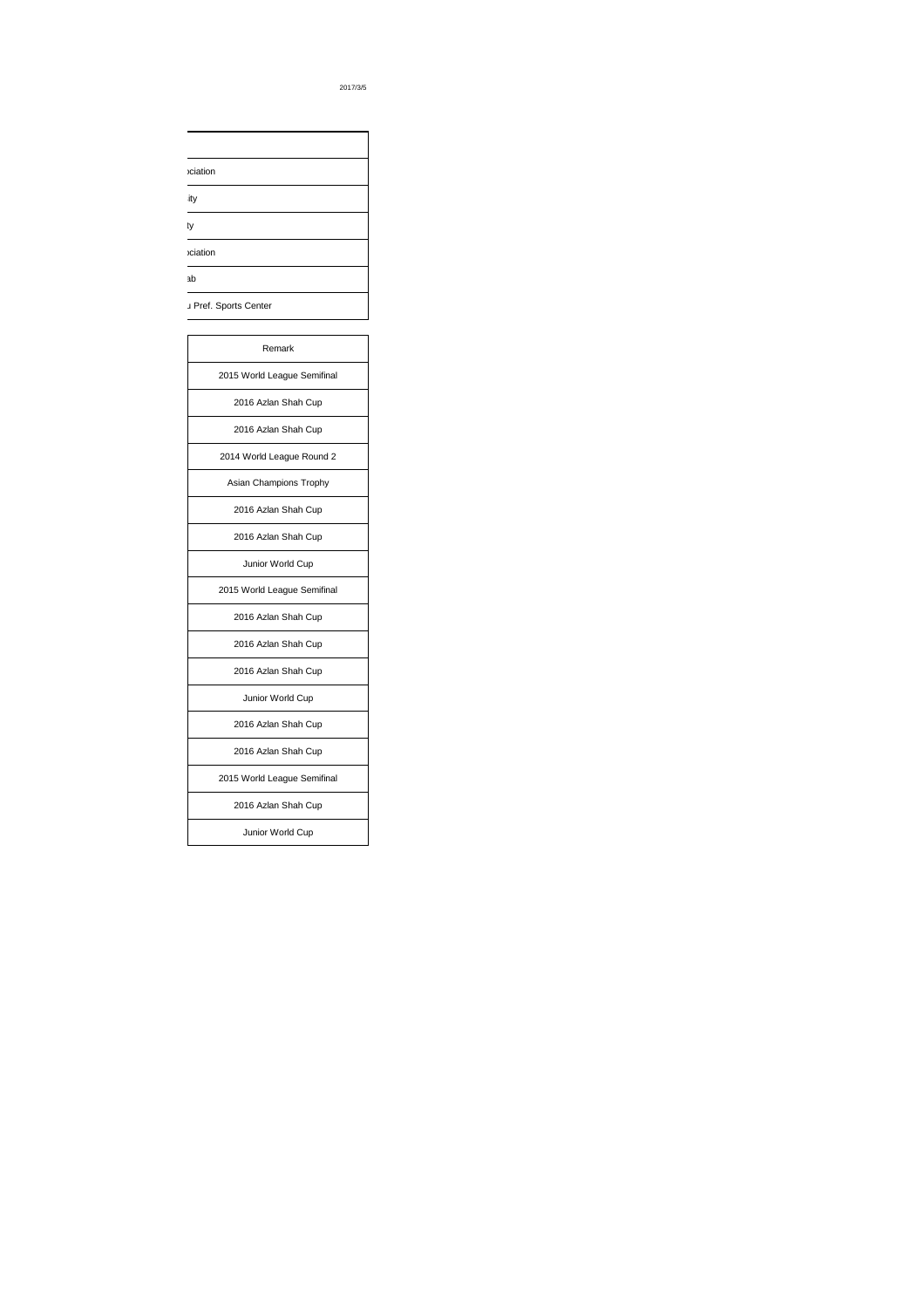2017/3/5

| |
|---|
| ociation |
| ity |
| ty |
| ociation |
| ab |
| u Pref. Sports Center |

| Remark |
|---|
| 2015 World League Semifinal |
| 2016 Azlan Shah Cup |
| 2016 Azlan Shah Cup |
| 2014 World League Round 2 |
| Asian Champions Trophy |
| 2016 Azlan Shah Cup |
| 2016 Azlan Shah Cup |
| Junior World Cup |
| 2015 World League Semifinal |
| 2016 Azlan Shah Cup |
| 2016 Azlan Shah Cup |
| 2016 Azlan Shah Cup |
| Junior World Cup |
| 2016 Azlan Shah Cup |
| 2016 Azlan Shah Cup |
| 2015 World League Semifinal |
| 2016 Azlan Shah Cup |
| Junior World Cup |